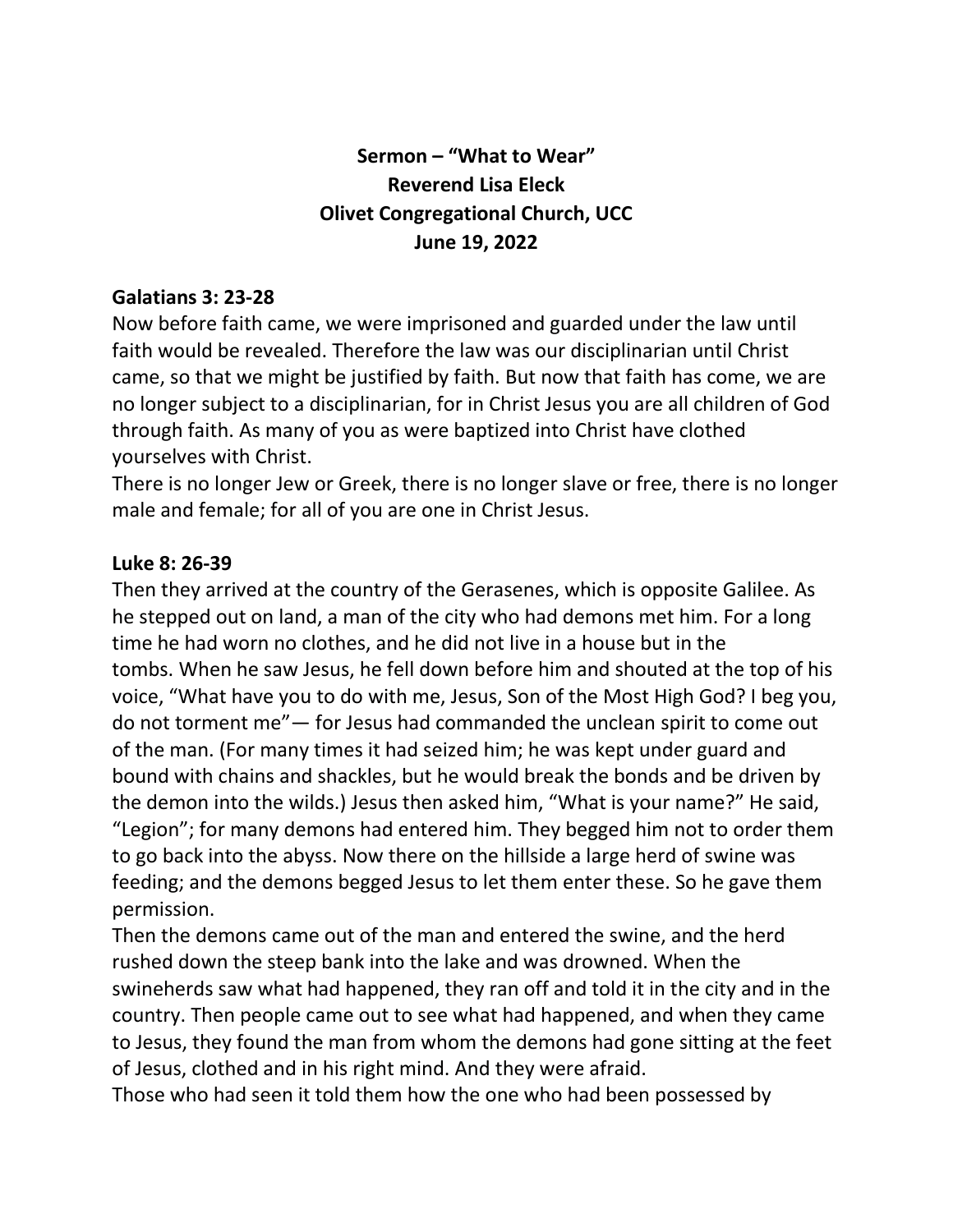**Sermon – "What to Wear"**
**Reverend Lisa Eleck**
**Olivet Congregational Church, UCC**
**June 19, 2022**

**Galatians 3: 23-28**

Now before faith came, we were imprisoned and guarded under the law until faith would be revealed. Therefore the law was our disciplinarian until Christ came, so that we might be justified by faith. But now that faith has come, we are no longer subject to a disciplinarian, for in Christ Jesus you are all children of God through faith. As many of you as were baptized into Christ have clothed yourselves with Christ.

There is no longer Jew or Greek, there is no longer slave or free, there is no longer male and female; for all of you are one in Christ Jesus.

**Luke 8: 26-39**

Then they arrived at the country of the Gerasenes, which is opposite Galilee. As he stepped out on land, a man of the city who had demons met him. For a long time he had worn no clothes, and he did not live in a house but in the tombs. When he saw Jesus, he fell down before him and shouted at the top of his voice, "What have you to do with me, Jesus, Son of the Most High God? I beg you, do not torment me"— for Jesus had commanded the unclean spirit to come out of the man. (For many times it had seized him; he was kept under guard and bound with chains and shackles, but he would break the bonds and be driven by the demon into the wilds.) Jesus then asked him, "What is your name?" He said, "Legion"; for many demons had entered him. They begged him not to order them to go back into the abyss. Now there on the hillside a large herd of swine was feeding; and the demons begged Jesus to let them enter these. So he gave them permission.

Then the demons came out of the man and entered the swine, and the herd rushed down the steep bank into the lake and was drowned. When the swineherds saw what had happened, they ran off and told it in the city and in the country. Then people came out to see what had happened, and when they came to Jesus, they found the man from whom the demons had gone sitting at the feet of Jesus, clothed and in his right mind. And they were afraid.

Those who had seen it told them how the one who had been possessed by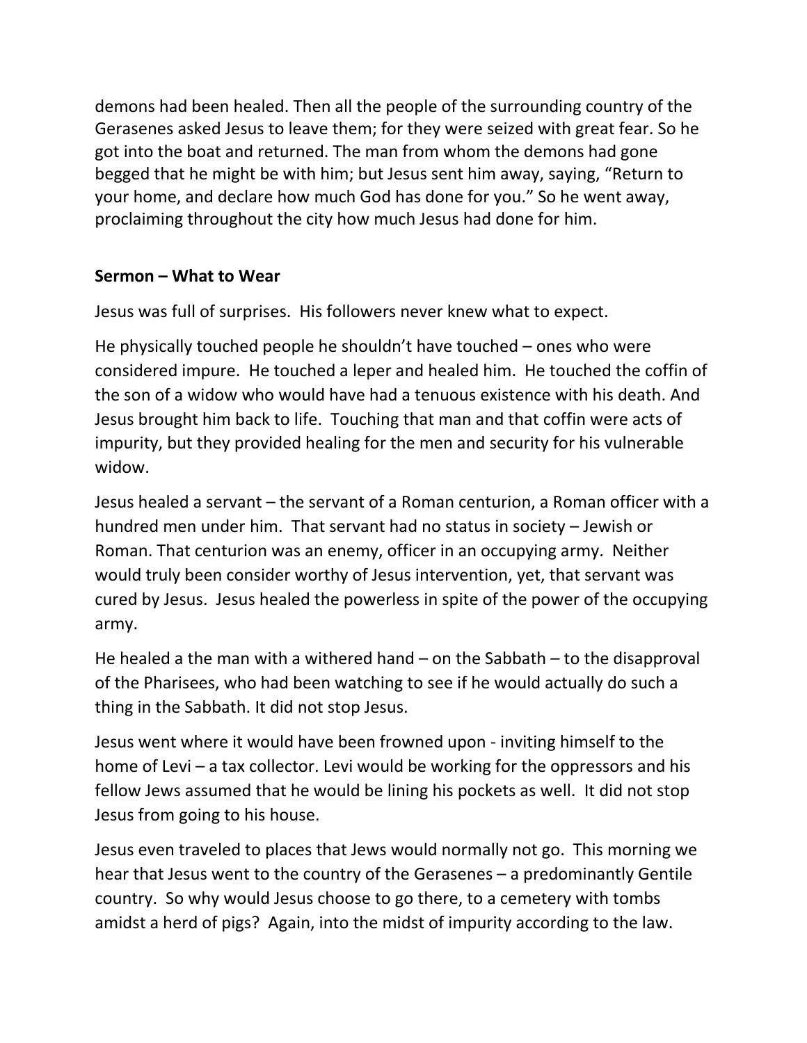demons had been healed. Then all the people of the surrounding country of the Gerasenes asked Jesus to leave them; for they were seized with great fear. So he got into the boat and returned. The man from whom the demons had gone begged that he might be with him; but Jesus sent him away, saying, "Return to your home, and declare how much God has done for you." So he went away, proclaiming throughout the city how much Jesus had done for him.

**Sermon – What to Wear**

Jesus was full of surprises. His followers never knew what to expect.

He physically touched people he shouldn't have touched – ones who were considered impure. He touched a leper and healed him. He touched the coffin of the son of a widow who would have had a tenuous existence with his death. And Jesus brought him back to life. Touching that man and that coffin were acts of impurity, but they provided healing for the men and security for his vulnerable widow.

Jesus healed a servant – the servant of a Roman centurion, a Roman officer with a hundred men under him. That servant had no status in society – Jewish or Roman. That centurion was an enemy, officer in an occupying army. Neither would truly been consider worthy of Jesus intervention, yet, that servant was cured by Jesus. Jesus healed the powerless in spite of the power of the occupying army.

He healed a the man with a withered hand – on the Sabbath – to the disapproval of the Pharisees, who had been watching to see if he would actually do such a thing in the Sabbath. It did not stop Jesus.

Jesus went where it would have been frowned upon - inviting himself to the home of Levi – a tax collector. Levi would be working for the oppressors and his fellow Jews assumed that he would be lining his pockets as well. It did not stop Jesus from going to his house.

Jesus even traveled to places that Jews would normally not go. This morning we hear that Jesus went to the country of the Gerasenes – a predominantly Gentile country. So why would Jesus choose to go there, to a cemetery with tombs amidst a herd of pigs? Again, into the midst of impurity according to the law.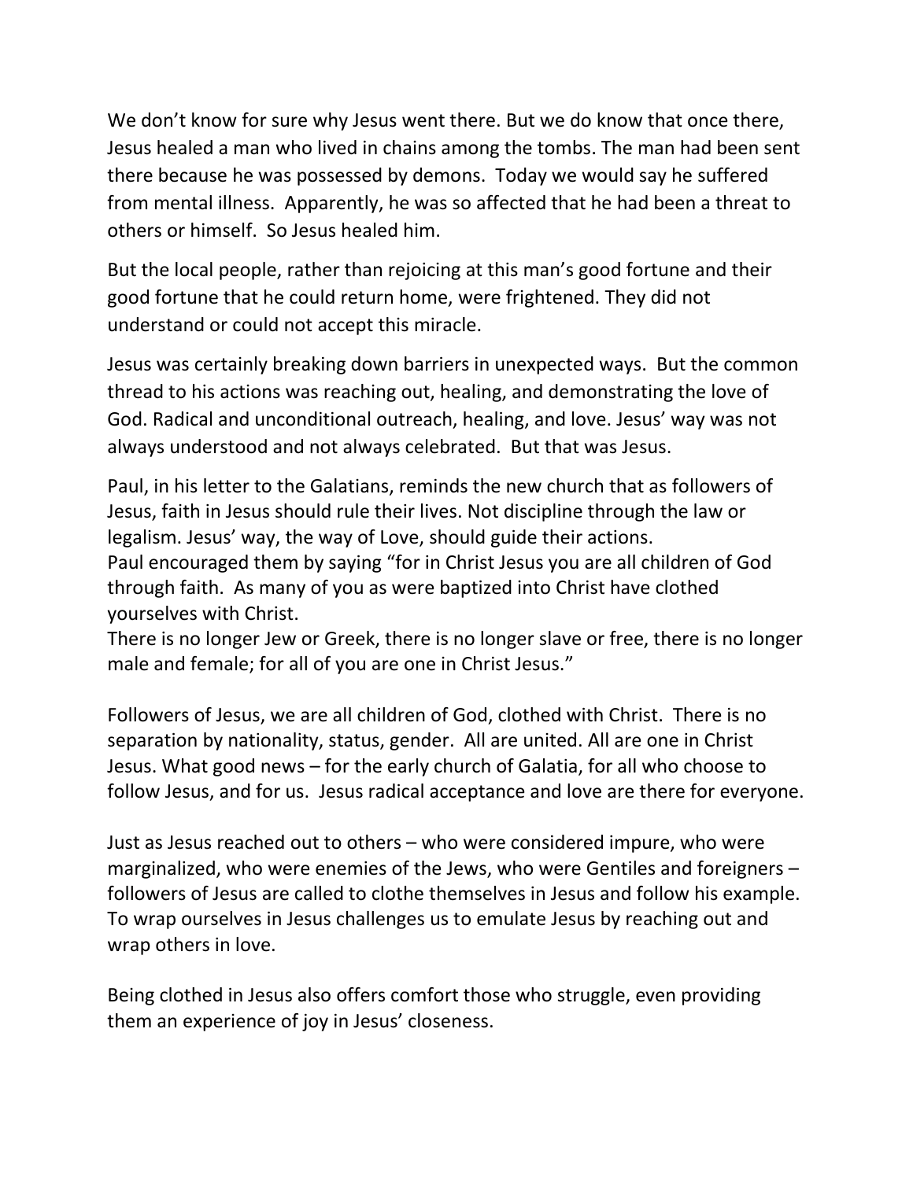We don't know for sure why Jesus went there. But we do know that once there, Jesus healed a man who lived in chains among the tombs. The man had been sent there because he was possessed by demons. Today we would say he suffered from mental illness. Apparently, he was so affected that he had been a threat to others or himself. So Jesus healed him.

But the local people, rather than rejoicing at this man's good fortune and their good fortune that he could return home, were frightened. They did not understand or could not accept this miracle.

Jesus was certainly breaking down barriers in unexpected ways. But the common thread to his actions was reaching out, healing, and demonstrating the love of God. Radical and unconditional outreach, healing, and love. Jesus' way was not always understood and not always celebrated. But that was Jesus.

Paul, in his letter to the Galatians, reminds the new church that as followers of Jesus, faith in Jesus should rule their lives. Not discipline through the law or legalism. Jesus' way, the way of Love, should guide their actions.
Paul encouraged them by saying "for in Christ Jesus you are all children of God through faith. As many of you as were baptized into Christ have clothed yourselves with Christ.
There is no longer Jew or Greek, there is no longer slave or free, there is no longer male and female; for all of you are one in Christ Jesus."

Followers of Jesus, we are all children of God, clothed with Christ. There is no separation by nationality, status, gender. All are united. All are one in Christ Jesus. What good news – for the early church of Galatia, for all who choose to follow Jesus, and for us. Jesus radical acceptance and love are there for everyone.

Just as Jesus reached out to others – who were considered impure, who were marginalized, who were enemies of the Jews, who were Gentiles and foreigners – followers of Jesus are called to clothe themselves in Jesus and follow his example. To wrap ourselves in Jesus challenges us to emulate Jesus by reaching out and wrap others in love.

Being clothed in Jesus also offers comfort those who struggle, even providing them an experience of joy in Jesus' closeness.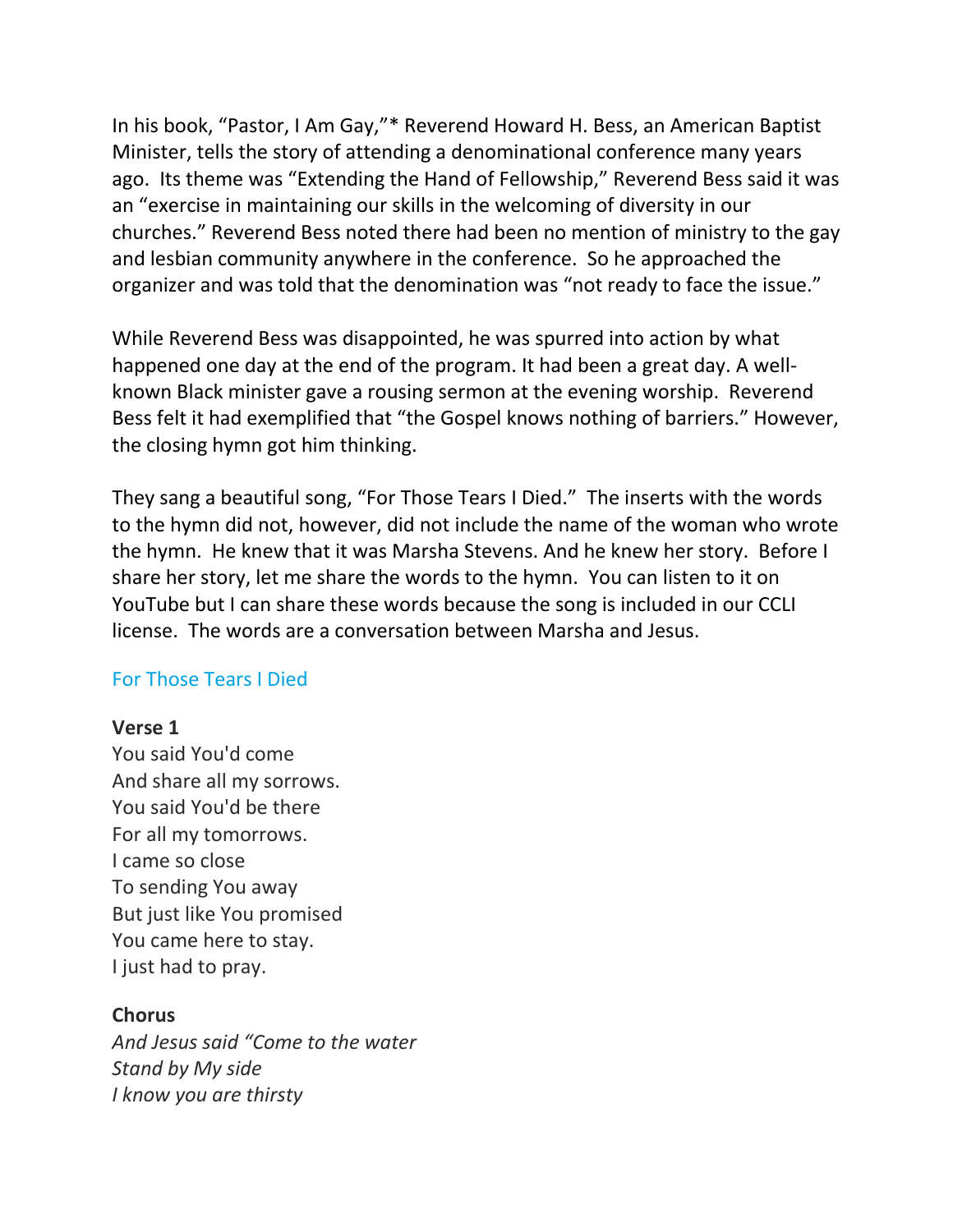In his book, "Pastor, I Am Gay,"* Reverend Howard H. Bess, an American Baptist Minister, tells the story of attending a denominational conference many years ago. Its theme was "Extending the Hand of Fellowship," Reverend Bess said it was an "exercise in maintaining our skills in the welcoming of diversity in our churches." Reverend Bess noted there had been no mention of ministry to the gay and lesbian community anywhere in the conference. So he approached the organizer and was told that the denomination was "not ready to face the issue."

While Reverend Bess was disappointed, he was spurred into action by what happened one day at the end of the program. It had been a great day. A well-known Black minister gave a rousing sermon at the evening worship. Reverend Bess felt it had exemplified that "the Gospel knows nothing of barriers." However, the closing hymn got him thinking.

They sang a beautiful song, "For Those Tears I Died." The inserts with the words to the hymn did not, however, did not include the name of the woman who wrote the hymn. He knew that it was Marsha Stevens. And he knew her story. Before I share her story, let me share the words to the hymn. You can listen to it on YouTube but I can share these words because the song is included in our CCLI license. The words are a conversation between Marsha and Jesus.

For Those Tears I Died

**Verse 1**
You said You'd come
And share all my sorrows.
You said You'd be there
For all my tomorrows.
I came so close
To sending You away
But just like You promised
You came here to stay.
I just had to pray.

**Chorus**
*And Jesus said "Come to the water*
*Stand by My side*
*I know you are thirsty*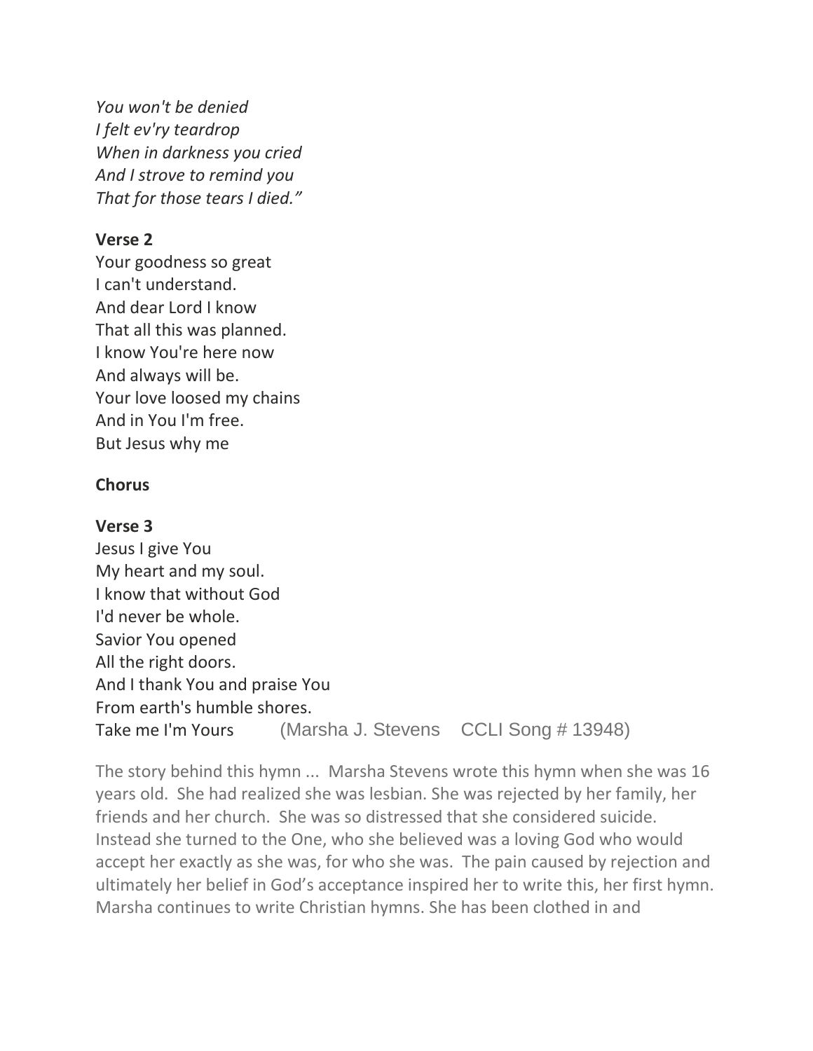*You won't be denied*
*I felt ev'ry teardrop*
*When in darkness you cried*
*And I strove to remind you*
*That for those tears I died."*

**Verse 2**

Your goodness so great
I can't understand.
And dear Lord I know
That all this was planned.
I know You're here now
And always will be.
Your love loosed my chains
And in You I'm free.
But Jesus why me

**Chorus**

**Verse 3**

Jesus I give You
My heart and my soul.
I know that without God
I'd never be whole.
Savior You opened
All the right doors.
And I thank You and praise You
From earth's humble shores.
Take me I'm Yours (Marsha J. Stevens CCLI Song # 13948)

The story behind this hymn ... Marsha Stevens wrote this hymn when she was 16 years old. She had realized she was lesbian. She was rejected by her family, her friends and her church. She was so distressed that she considered suicide. Instead she turned to the One, who she believed was a loving God who would accept her exactly as she was, for who she was. The pain caused by rejection and ultimately her belief in God's acceptance inspired her to write this, her first hymn. Marsha continues to write Christian hymns. She has been clothed in and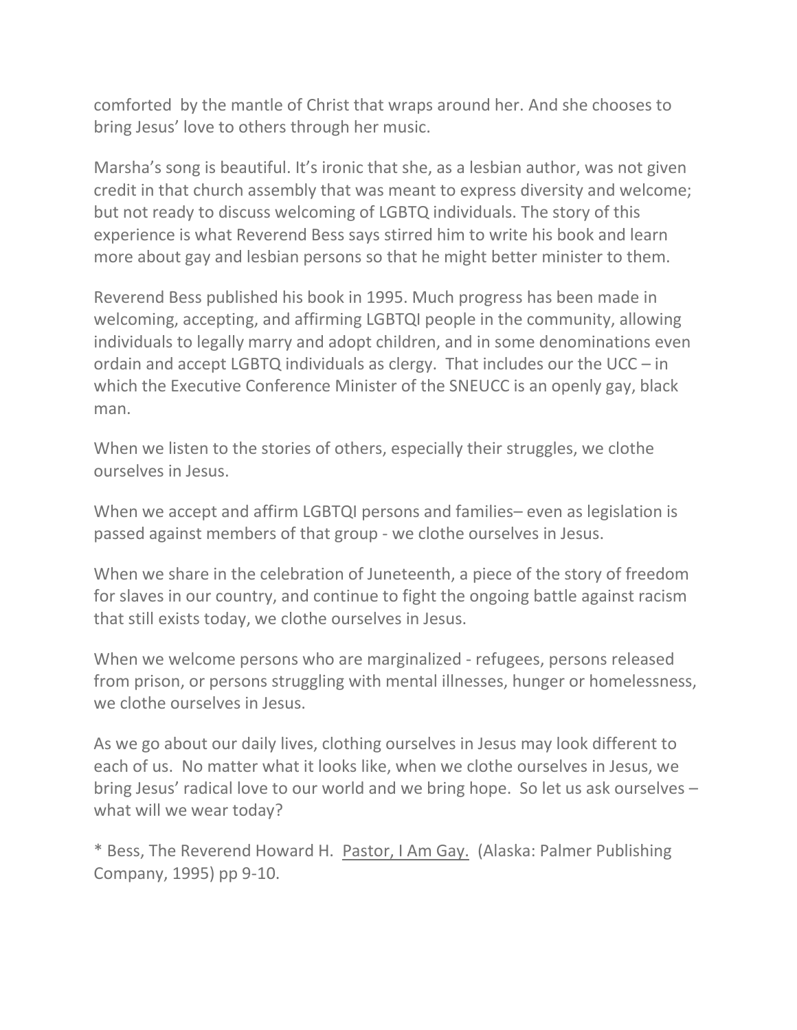comforted by the mantle of Christ that wraps around her. And she chooses to bring Jesus' love to others through her music.

Marsha's song is beautiful. It's ironic that she, as a lesbian author, was not given credit in that church assembly that was meant to express diversity and welcome; but not ready to discuss welcoming of LGBTQ individuals. The story of this experience is what Reverend Bess says stirred him to write his book and learn more about gay and lesbian persons so that he might better minister to them.

Reverend Bess published his book in 1995. Much progress has been made in welcoming, accepting, and affirming LGBTQI people in the community, allowing individuals to legally marry and adopt children, and in some denominations even ordain and accept LGBTQ individuals as clergy. That includes our the UCC – in which the Executive Conference Minister of the SNEUCC is an openly gay, black man.

When we listen to the stories of others, especially their struggles, we clothe ourselves in Jesus.

When we accept and affirm LGBTQI persons and families– even as legislation is passed against members of that group - we clothe ourselves in Jesus.

When we share in the celebration of Juneteenth, a piece of the story of freedom for slaves in our country, and continue to fight the ongoing battle against racism that still exists today, we clothe ourselves in Jesus.

When we welcome persons who are marginalized - refugees, persons released from prison, or persons struggling with mental illnesses, hunger or homelessness, we clothe ourselves in Jesus.

As we go about our daily lives, clothing ourselves in Jesus may look different to each of us. No matter what it looks like, when we clothe ourselves in Jesus, we bring Jesus' radical love to our world and we bring hope. So let us ask ourselves – what will we wear today?

* Bess, The Reverend Howard H. Pastor, I Am Gay. (Alaska: Palmer Publishing Company, 1995) pp 9-10.